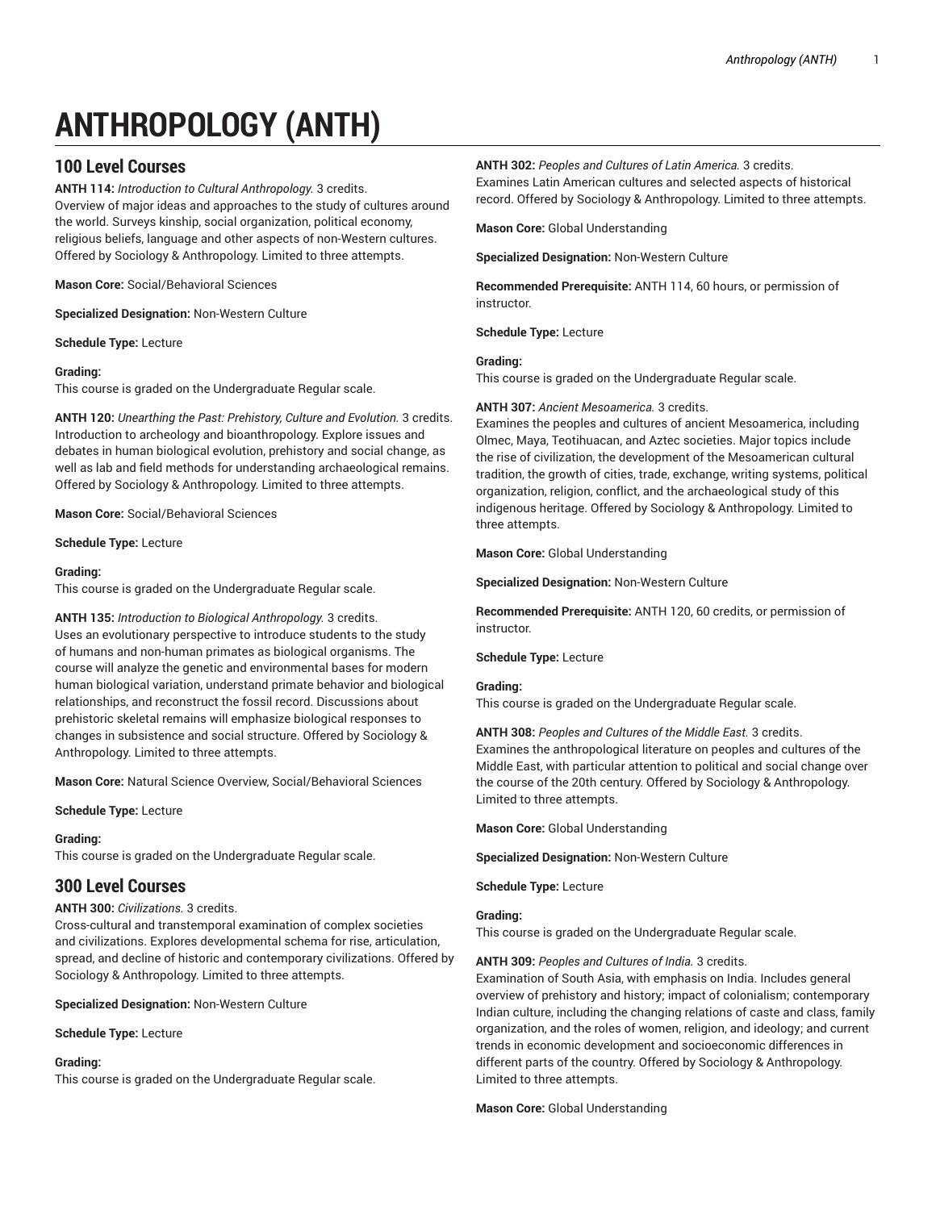# ANTHROPOLOGY (ANTH)

## 100 Level Courses

**ANTH 114:** *Introduction to Cultural Anthropology.* 3 credits.
Overview of major ideas and approaches to the study of cultures around the world. Surveys kinship, social organization, political economy, religious beliefs, language and other aspects of non-Western cultures. Offered by Sociology & Anthropology. Limited to three attempts.

**Mason Core:** Social/Behavioral Sciences

**Specialized Designation:** Non-Western Culture

**Schedule Type:** Lecture

**Grading:**
This course is graded on the Undergraduate Regular scale.

**ANTH 120:** *Unearthing the Past: Prehistory, Culture and Evolution.* 3 credits.
Introduction to archeology and bioanthropology. Explore issues and debates in human biological evolution, prehistory and social change, as well as lab and field methods for understanding archaeological remains. Offered by Sociology & Anthropology. Limited to three attempts.

**Mason Core:** Social/Behavioral Sciences

**Schedule Type:** Lecture

**Grading:**
This course is graded on the Undergraduate Regular scale.

**ANTH 135:** *Introduction to Biological Anthropology.* 3 credits.
Uses an evolutionary perspective to introduce students to the study of humans and non-human primates as biological organisms. The course will analyze the genetic and environmental bases for modern human biological variation, understand primate behavior and biological relationships, and reconstruct the fossil record. Discussions about prehistoric skeletal remains will emphasize biological responses to changes in subsistence and social structure. Offered by Sociology & Anthropology. Limited to three attempts.

**Mason Core:** Natural Science Overview, Social/Behavioral Sciences

**Schedule Type:** Lecture

**Grading:**
This course is graded on the Undergraduate Regular scale.

## 300 Level Courses

**ANTH 300:** *Civilizations.* 3 credits.
Cross-cultural and transtemporal examination of complex societies and civilizations. Explores developmental schema for rise, articulation, spread, and decline of historic and contemporary civilizations. Offered by Sociology & Anthropology. Limited to three attempts.

**Specialized Designation:** Non-Western Culture

**Schedule Type:** Lecture

**Grading:**
This course is graded on the Undergraduate Regular scale.

**ANTH 302:** *Peoples and Cultures of Latin America.* 3 credits.
Examines Latin American cultures and selected aspects of historical record. Offered by Sociology & Anthropology. Limited to three attempts.

**Mason Core:** Global Understanding

**Specialized Designation:** Non-Western Culture

**Recommended Prerequisite:** ANTH 114, 60 hours, or permission of instructor.

**Schedule Type:** Lecture

**Grading:**
This course is graded on the Undergraduate Regular scale.

**ANTH 307:** *Ancient Mesoamerica.* 3 credits.
Examines the peoples and cultures of ancient Mesoamerica, including Olmec, Maya, Teotihuacan, and Aztec societies. Major topics include the rise of civilization, the development of the Mesoamerican cultural tradition, the growth of cities, trade, exchange, writing systems, political organization, religion, conflict, and the archaeological study of this indigenous heritage. Offered by Sociology & Anthropology. Limited to three attempts.

**Mason Core:** Global Understanding

**Specialized Designation:** Non-Western Culture

**Recommended Prerequisite:** ANTH 120, 60 credits, or permission of instructor.

**Schedule Type:** Lecture

**Grading:**
This course is graded on the Undergraduate Regular scale.

**ANTH 308:** *Peoples and Cultures of the Middle East.* 3 credits.
Examines the anthropological literature on peoples and cultures of the Middle East, with particular attention to political and social change over the course of the 20th century. Offered by Sociology & Anthropology. Limited to three attempts.

**Mason Core:** Global Understanding

**Specialized Designation:** Non-Western Culture

**Schedule Type:** Lecture

**Grading:**
This course is graded on the Undergraduate Regular scale.

**ANTH 309:** *Peoples and Cultures of India.* 3 credits.
Examination of South Asia, with emphasis on India. Includes general overview of prehistory and history; impact of colonialism; contemporary Indian culture, including the changing relations of caste and class, family organization, and the roles of women, religion, and ideology; and current trends in economic development and socioeconomic differences in different parts of the country. Offered by Sociology & Anthropology. Limited to three attempts.

**Mason Core:** Global Understanding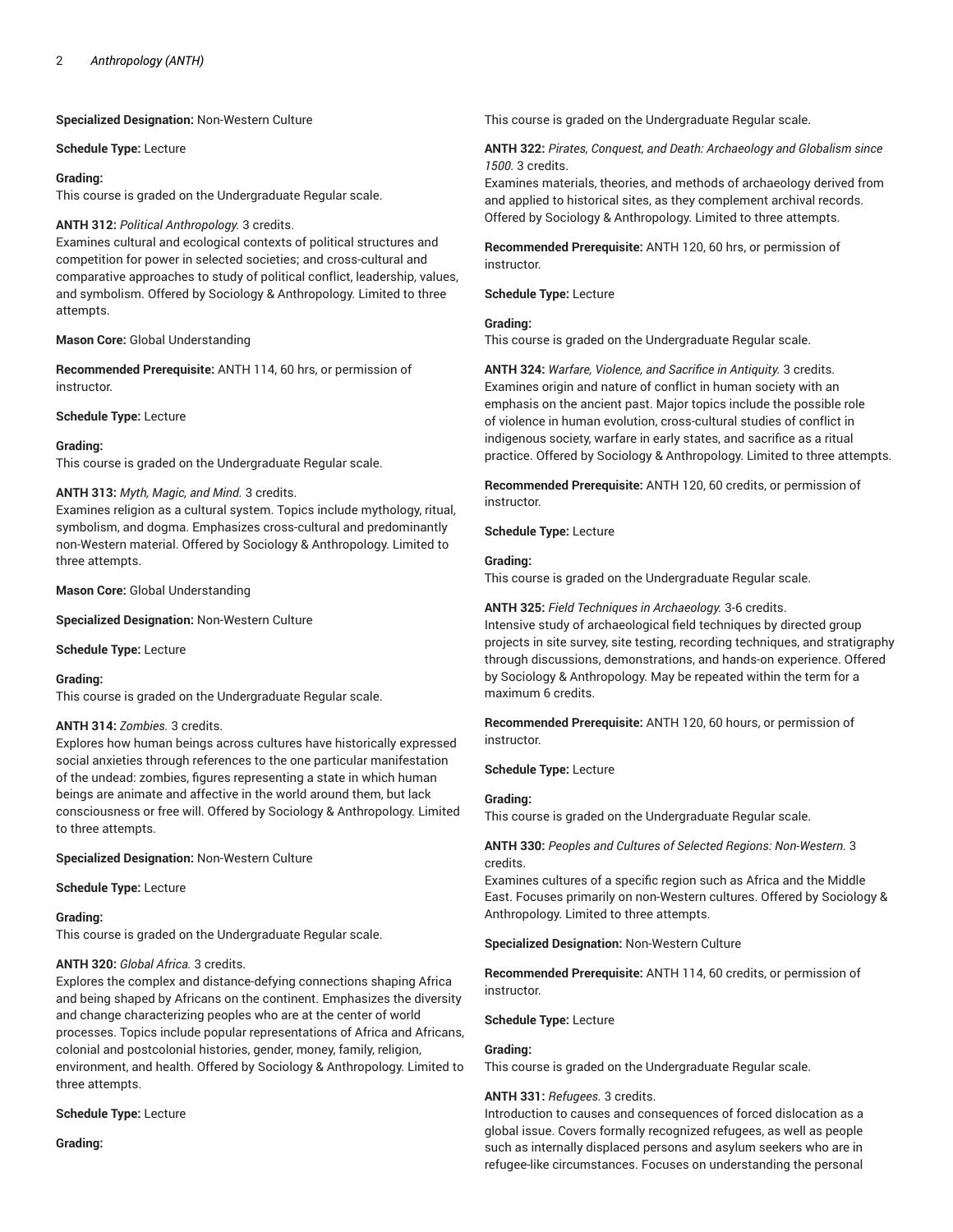**Specialized Designation:** Non-Western Culture

**Schedule Type:** Lecture

**Grading:**
This course is graded on the Undergraduate Regular scale.

**ANTH 312:** *Political Anthropology.* 3 credits.
Examines cultural and ecological contexts of political structures and competition for power in selected societies; and cross-cultural and comparative approaches to study of political conflict, leadership, values, and symbolism. Offered by Sociology & Anthropology. Limited to three attempts.

**Mason Core:** Global Understanding

**Recommended Prerequisite:** ANTH 114, 60 hrs, or permission of instructor.

**Schedule Type:** Lecture

**Grading:**
This course is graded on the Undergraduate Regular scale.

**ANTH 313:** *Myth, Magic, and Mind.* 3 credits.
Examines religion as a cultural system. Topics include mythology, ritual, symbolism, and dogma. Emphasizes cross-cultural and predominantly non-Western material. Offered by Sociology & Anthropology. Limited to three attempts.

**Mason Core:** Global Understanding

**Specialized Designation:** Non-Western Culture

**Schedule Type:** Lecture

**Grading:**
This course is graded on the Undergraduate Regular scale.

**ANTH 314:** *Zombies.* 3 credits.
Explores how human beings across cultures have historically expressed social anxieties through references to the one particular manifestation of the undead: zombies, figures representing a state in which human beings are animate and affective in the world around them, but lack consciousness or free will. Offered by Sociology & Anthropology. Limited to three attempts.

**Specialized Designation:** Non-Western Culture

**Schedule Type:** Lecture

**Grading:**
This course is graded on the Undergraduate Regular scale.

**ANTH 320:** *Global Africa.* 3 credits.
Explores the complex and distance-defying connections shaping Africa and being shaped by Africans on the continent. Emphasizes the diversity and change characterizing peoples who are at the center of world processes. Topics include popular representations of Africa and Africans, colonial and postcolonial histories, gender, money, family, religion, environment, and health. Offered by Sociology & Anthropology. Limited to three attempts.

**Schedule Type:** Lecture

**Grading:**
This course is graded on the Undergraduate Regular scale.

**ANTH 322:** *Pirates, Conquest, and Death: Archaeology and Globalism since 1500.* 3 credits.
Examines materials, theories, and methods of archaeology derived from and applied to historical sites, as they complement archival records. Offered by Sociology & Anthropology. Limited to three attempts.

**Recommended Prerequisite:** ANTH 120, 60 hrs, or permission of instructor.

**Schedule Type:** Lecture

**Grading:**
This course is graded on the Undergraduate Regular scale.

**ANTH 324:** *Warfare, Violence, and Sacrifice in Antiquity.* 3 credits.
Examines origin and nature of conflict in human society with an emphasis on the ancient past. Major topics include the possible role of violence in human evolution, cross-cultural studies of conflict in indigenous society, warfare in early states, and sacrifice as a ritual practice. Offered by Sociology & Anthropology. Limited to three attempts.

**Recommended Prerequisite:** ANTH 120, 60 credits, or permission of instructor.

**Schedule Type:** Lecture

**Grading:**
This course is graded on the Undergraduate Regular scale.

**ANTH 325:** *Field Techniques in Archaeology.* 3-6 credits.
Intensive study of archaeological field techniques by directed group projects in site survey, site testing, recording techniques, and stratigraphy through discussions, demonstrations, and hands-on experience. Offered by Sociology & Anthropology. May be repeated within the term for a maximum 6 credits.

**Recommended Prerequisite:** ANTH 120, 60 hours, or permission of instructor.

**Schedule Type:** Lecture

**Grading:**
This course is graded on the Undergraduate Regular scale.

**ANTH 330:** *Peoples and Cultures of Selected Regions: Non-Western.* 3 credits.
Examines cultures of a specific region such as Africa and the Middle East. Focuses primarily on non-Western cultures. Offered by Sociology & Anthropology. Limited to three attempts.

**Specialized Designation:** Non-Western Culture

**Recommended Prerequisite:** ANTH 114, 60 credits, or permission of instructor.

**Schedule Type:** Lecture

**Grading:**
This course is graded on the Undergraduate Regular scale.

**ANTH 331:** *Refugees.* 3 credits.
Introduction to causes and consequences of forced dislocation as a global issue. Covers formally recognized refugees, as well as people such as internally displaced persons and asylum seekers who are in refugee-like circumstances. Focuses on understanding the personal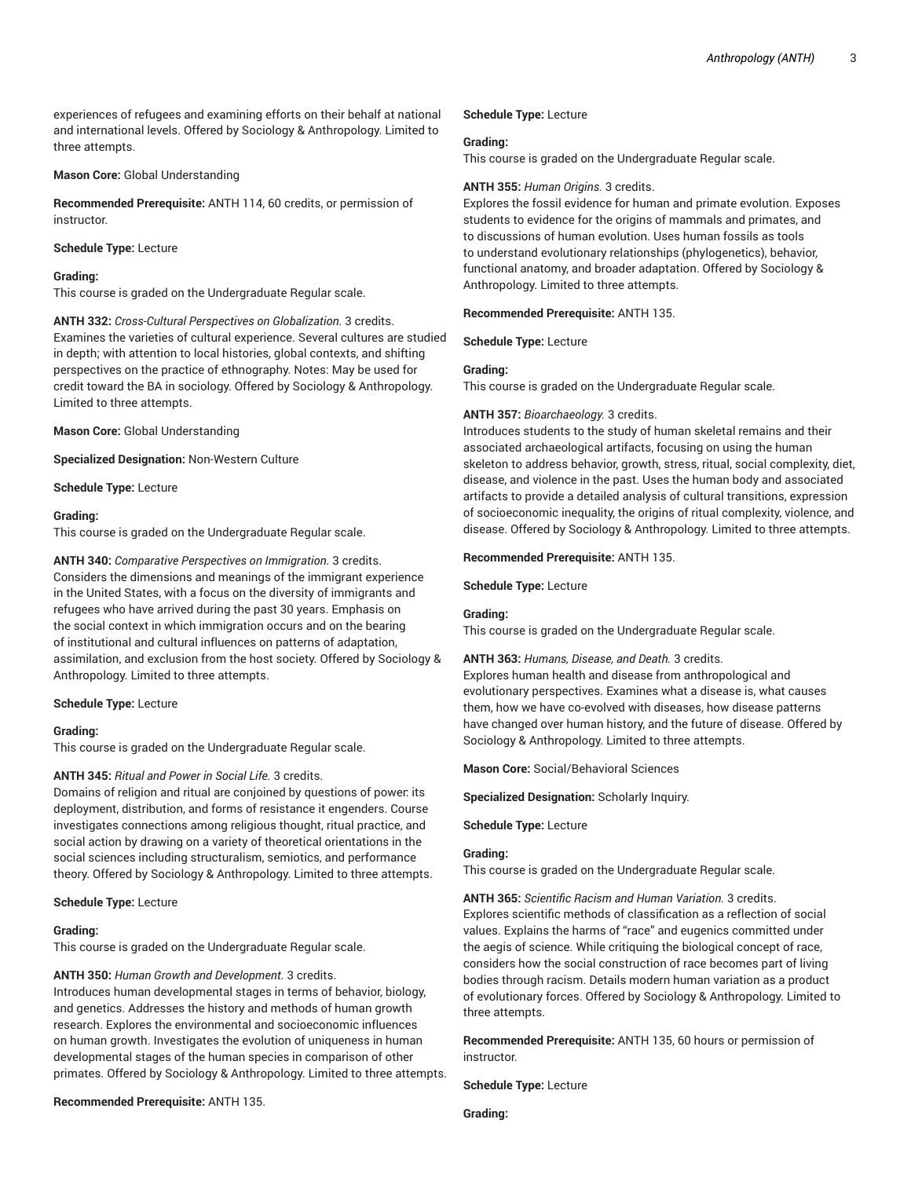experiences of refugees and examining efforts on their behalf at national and international levels. Offered by Sociology & Anthropology. Limited to three attempts.

**Mason Core:** Global Understanding

**Recommended Prerequisite:** ANTH 114, 60 credits, or permission of instructor.

**Schedule Type:** Lecture

**Grading:**
This course is graded on the Undergraduate Regular scale.

**ANTH 332:** *Cross-Cultural Perspectives on Globalization.* 3 credits.
Examines the varieties of cultural experience. Several cultures are studied in depth; with attention to local histories, global contexts, and shifting perspectives on the practice of ethnography. Notes: May be used for credit toward the BA in sociology. Offered by Sociology & Anthropology. Limited to three attempts.

**Mason Core:** Global Understanding

**Specialized Designation:** Non-Western Culture

**Schedule Type:** Lecture

**Grading:**
This course is graded on the Undergraduate Regular scale.

**ANTH 340:** *Comparative Perspectives on Immigration.* 3 credits.
Considers the dimensions and meanings of the immigrant experience in the United States, with a focus on the diversity of immigrants and refugees who have arrived during the past 30 years. Emphasis on the social context in which immigration occurs and on the bearing of institutional and cultural influences on patterns of adaptation, assimilation, and exclusion from the host society. Offered by Sociology & Anthropology. Limited to three attempts.

**Schedule Type:** Lecture

**Grading:**
This course is graded on the Undergraduate Regular scale.

**ANTH 345:** *Ritual and Power in Social Life.* 3 credits.
Domains of religion and ritual are conjoined by questions of power: its deployment, distribution, and forms of resistance it engenders. Course investigates connections among religious thought, ritual practice, and social action by drawing on a variety of theoretical orientations in the social sciences including structuralism, semiotics, and performance theory. Offered by Sociology & Anthropology. Limited to three attempts.

**Schedule Type:** Lecture

**Grading:**
This course is graded on the Undergraduate Regular scale.

**ANTH 350:** *Human Growth and Development.* 3 credits.
Introduces human developmental stages in terms of behavior, biology, and genetics. Addresses the history and methods of human growth research. Explores the environmental and socioeconomic influences on human growth. Investigates the evolution of uniqueness in human developmental stages of the human species in comparison of other primates. Offered by Sociology & Anthropology. Limited to three attempts.

**Recommended Prerequisite:** ANTH 135.

**Schedule Type:** Lecture

**Grading:**
This course is graded on the Undergraduate Regular scale.

**ANTH 355:** *Human Origins.* 3 credits.
Explores the fossil evidence for human and primate evolution. Exposes students to evidence for the origins of mammals and primates, and to discussions of human evolution. Uses human fossils as tools to understand evolutionary relationships (phylogenetics), behavior, functional anatomy, and broader adaptation. Offered by Sociology & Anthropology. Limited to three attempts.

**Recommended Prerequisite:** ANTH 135.

**Schedule Type:** Lecture

**Grading:**
This course is graded on the Undergraduate Regular scale.

**ANTH 357:** *Bioarchaeology.* 3 credits.
Introduces students to the study of human skeletal remains and their associated archaeological artifacts, focusing on using the human skeleton to address behavior, growth, stress, ritual, social complexity, diet, disease, and violence in the past. Uses the human body and associated artifacts to provide a detailed analysis of cultural transitions, expression of socioeconomic inequality, the origins of ritual complexity, violence, and disease. Offered by Sociology & Anthropology. Limited to three attempts.

**Recommended Prerequisite:** ANTH 135.

**Schedule Type:** Lecture

**Grading:**
This course is graded on the Undergraduate Regular scale.

**ANTH 363:** *Humans, Disease, and Death.* 3 credits.
Explores human health and disease from anthropological and evolutionary perspectives. Examines what a disease is, what causes them, how we have co-evolved with diseases, how disease patterns have changed over human history, and the future of disease. Offered by Sociology & Anthropology. Limited to three attempts.

**Mason Core:** Social/Behavioral Sciences

**Specialized Designation:** Scholarly Inquiry.

**Schedule Type:** Lecture

**Grading:**
This course is graded on the Undergraduate Regular scale.

**ANTH 365:** *Scientific Racism and Human Variation.* 3 credits.
Explores scientific methods of classification as a reflection of social values. Explains the harms of "race" and eugenics committed under the aegis of science. While critiquing the biological concept of race, considers how the social construction of race becomes part of living bodies through racism. Details modern human variation as a product of evolutionary forces. Offered by Sociology & Anthropology. Limited to three attempts.

**Recommended Prerequisite:** ANTH 135, 60 hours or permission of instructor.

**Schedule Type:** Lecture

**Grading:**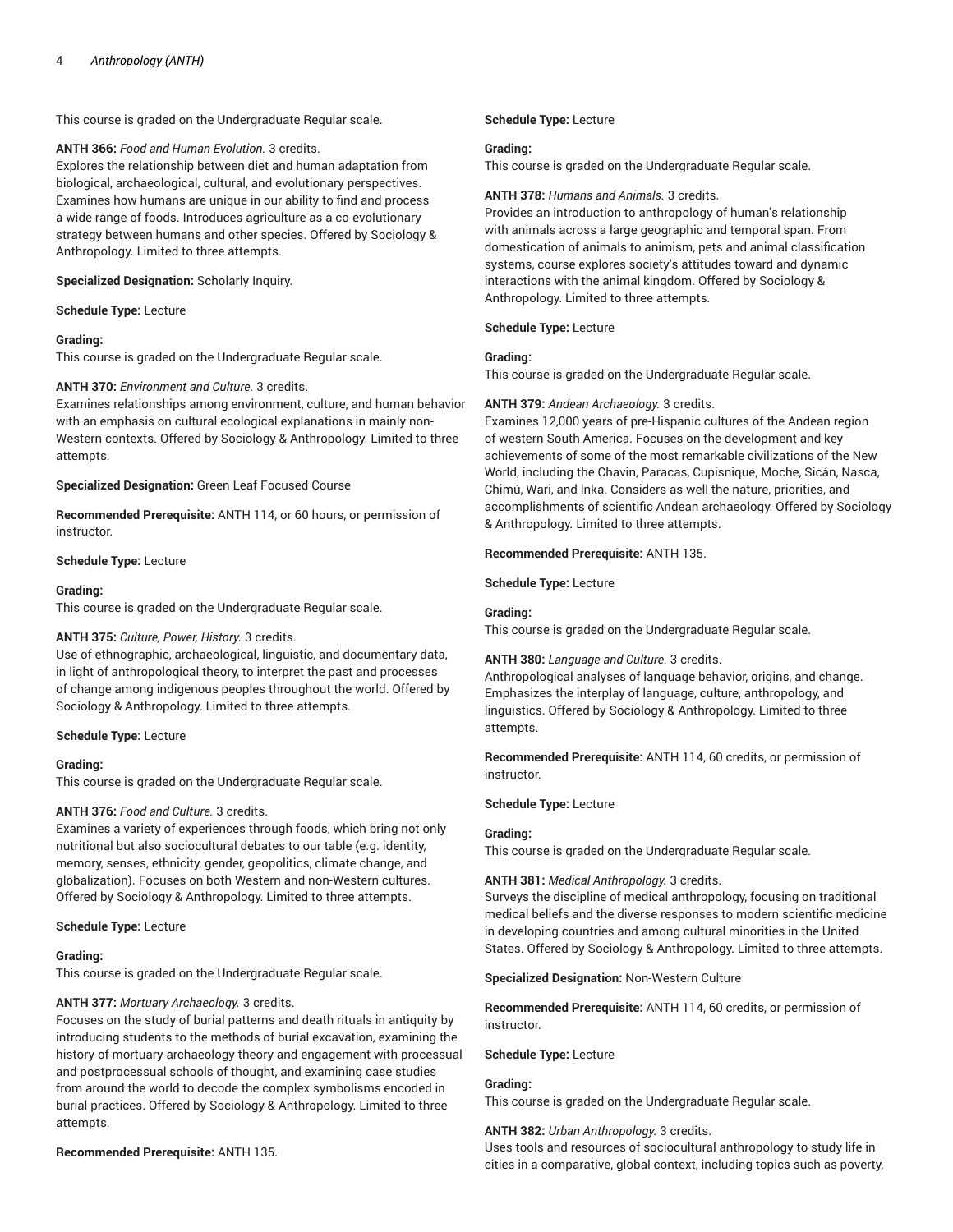This course is graded on the Undergraduate Regular scale.

**ANTH 366:** *Food and Human Evolution.* 3 credits.
Explores the relationship between diet and human adaptation from biological, archaeological, cultural, and evolutionary perspectives. Examines how humans are unique in our ability to find and process a wide range of foods. Introduces agriculture as a co-evolutionary strategy between humans and other species. Offered by Sociology & Anthropology. Limited to three attempts.

**Specialized Designation:** Scholarly Inquiry.

**Schedule Type:** Lecture

**Grading:**
This course is graded on the Undergraduate Regular scale.

**ANTH 370:** *Environment and Culture.* 3 credits.
Examines relationships among environment, culture, and human behavior with an emphasis on cultural ecological explanations in mainly non-Western contexts. Offered by Sociology & Anthropology. Limited to three attempts.

**Specialized Designation:** Green Leaf Focused Course

**Recommended Prerequisite:** ANTH 114, or 60 hours, or permission of instructor.

**Schedule Type:** Lecture

**Grading:**
This course is graded on the Undergraduate Regular scale.

**ANTH 375:** *Culture, Power, History.* 3 credits.
Use of ethnographic, archaeological, linguistic, and documentary data, in light of anthropological theory, to interpret the past and processes of change among indigenous peoples throughout the world. Offered by Sociology & Anthropology. Limited to three attempts.

**Schedule Type:** Lecture

**Grading:**
This course is graded on the Undergraduate Regular scale.

**ANTH 376:** *Food and Culture.* 3 credits.
Examines a variety of experiences through foods, which bring not only nutritional but also sociocultural debates to our table (e.g. identity, memory, senses, ethnicity, gender, geopolitics, climate change, and globalization). Focuses on both Western and non-Western cultures. Offered by Sociology & Anthropology. Limited to three attempts.

**Schedule Type:** Lecture

**Grading:**
This course is graded on the Undergraduate Regular scale.

**ANTH 377:** *Mortuary Archaeology.* 3 credits.
Focuses on the study of burial patterns and death rituals in antiquity by introducing students to the methods of burial excavation, examining the history of mortuary archaeology theory and engagement with processual and postprocessual schools of thought, and examining case studies from around the world to decode the complex symbolisms encoded in burial practices. Offered by Sociology & Anthropology. Limited to three attempts.

**Recommended Prerequisite:** ANTH 135.

**Schedule Type:** Lecture

**Grading:**
This course is graded on the Undergraduate Regular scale.

**ANTH 378:** *Humans and Animals.* 3 credits.
Provides an introduction to anthropology of human's relationship with animals across a large geographic and temporal span. From domestication of animals to animism, pets and animal classification systems, course explores society's attitudes toward and dynamic interactions with the animal kingdom. Offered by Sociology & Anthropology. Limited to three attempts.

**Schedule Type:** Lecture

**Grading:**
This course is graded on the Undergraduate Regular scale.

**ANTH 379:** *Andean Archaeology.* 3 credits.
Examines 12,000 years of pre-Hispanic cultures of the Andean region of western South America. Focuses on the development and key achievements of some of the most remarkable civilizations of the New World, including the Chavin, Paracas, Cupisnique, Moche, Sicán, Nasca, Chimú, Wari, and lnka. Considers as well the nature, priorities, and accomplishments of scientific Andean archaeology. Offered by Sociology & Anthropology. Limited to three attempts.

**Recommended Prerequisite:** ANTH 135.

**Schedule Type:** Lecture

**Grading:**
This course is graded on the Undergraduate Regular scale.

**ANTH 380:** *Language and Culture.* 3 credits.
Anthropological analyses of language behavior, origins, and change. Emphasizes the interplay of language, culture, anthropology, and linguistics. Offered by Sociology & Anthropology. Limited to three attempts.

**Recommended Prerequisite:** ANTH 114, 60 credits, or permission of instructor.

**Schedule Type:** Lecture

**Grading:**
This course is graded on the Undergraduate Regular scale.

**ANTH 381:** *Medical Anthropology.* 3 credits.
Surveys the discipline of medical anthropology, focusing on traditional medical beliefs and the diverse responses to modern scientific medicine in developing countries and among cultural minorities in the United States. Offered by Sociology & Anthropology. Limited to three attempts.

**Specialized Designation:** Non-Western Culture

**Recommended Prerequisite:** ANTH 114, 60 credits, or permission of instructor.

**Schedule Type:** Lecture

**Grading:**
This course is graded on the Undergraduate Regular scale.

**ANTH 382:** *Urban Anthropology.* 3 credits.
Uses tools and resources of sociocultural anthropology to study life in cities in a comparative, global context, including topics such as poverty,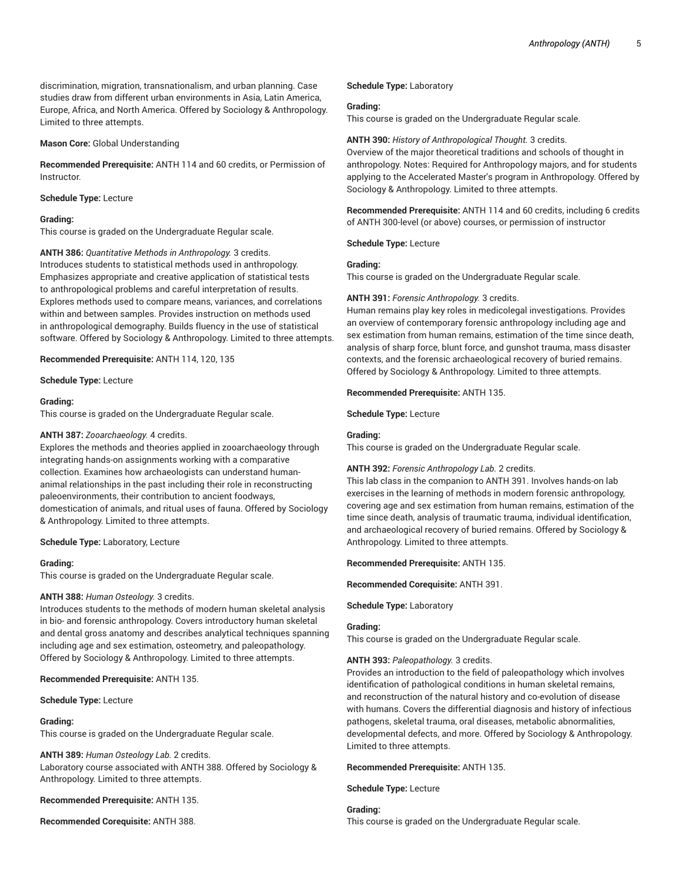discrimination, migration, transnationalism, and urban planning. Case studies draw from different urban environments in Asia, Latin America, Europe, Africa, and North America. Offered by Sociology & Anthropology. Limited to three attempts.

**Mason Core:** Global Understanding

**Recommended Prerequisite:** ANTH 114 and 60 credits, or Permission of Instructor.

**Schedule Type:** Lecture

**Grading:**
This course is graded on the Undergraduate Regular scale.

**ANTH 386:** *Quantitative Methods in Anthropology.* 3 credits.
Introduces students to statistical methods used in anthropology. Emphasizes appropriate and creative application of statistical tests to anthropological problems and careful interpretation of results. Explores methods used to compare means, variances, and correlations within and between samples. Provides instruction on methods used in anthropological demography. Builds fluency in the use of statistical software. Offered by Sociology & Anthropology. Limited to three attempts.

**Recommended Prerequisite:** ANTH 114, 120, 135

**Schedule Type:** Lecture

**Grading:**
This course is graded on the Undergraduate Regular scale.

**ANTH 387:** *Zooarchaeology.* 4 credits.
Explores the methods and theories applied in zooarchaeology through integrating hands-on assignments working with a comparative collection. Examines how archaeologists can understand human-animal relationships in the past including their role in reconstructing paleoenvironments, their contribution to ancient foodways, domestication of animals, and ritual uses of fauna. Offered by Sociology & Anthropology. Limited to three attempts.

**Schedule Type:** Laboratory, Lecture

**Grading:**
This course is graded on the Undergraduate Regular scale.

**ANTH 388:** *Human Osteology.* 3 credits.
Introduces students to the methods of modern human skeletal analysis in bio- and forensic anthropology. Covers introductory human skeletal and dental gross anatomy and describes analytical techniques spanning including age and sex estimation, osteometry, and paleopathology. Offered by Sociology & Anthropology. Limited to three attempts.

**Recommended Prerequisite:** ANTH 135.

**Schedule Type:** Lecture

**Grading:**
This course is graded on the Undergraduate Regular scale.

**ANTH 389:** *Human Osteology Lab.* 2 credits.
Laboratory course associated with ANTH 388. Offered by Sociology & Anthropology. Limited to three attempts.

**Recommended Prerequisite:** ANTH 135.

**Recommended Corequisite:** ANTH 388.

**Schedule Type:** Laboratory

**Grading:**
This course is graded on the Undergraduate Regular scale.

**ANTH 390:** *History of Anthropological Thought.* 3 credits.
Overview of the major theoretical traditions and schools of thought in anthropology. Notes: Required for Anthropology majors, and for students applying to the Accelerated Master's program in Anthropology. Offered by Sociology & Anthropology. Limited to three attempts.

**Recommended Prerequisite:** ANTH 114 and 60 credits, including 6 credits of ANTH 300-level (or above) courses, or permission of instructor

**Schedule Type:** Lecture

**Grading:**
This course is graded on the Undergraduate Regular scale.

**ANTH 391:** *Forensic Anthropology.* 3 credits.
Human remains play key roles in medicolegal investigations. Provides an overview of contemporary forensic anthropology including age and sex estimation from human remains, estimation of the time since death, analysis of sharp force, blunt force, and gunshot trauma, mass disaster contexts, and the forensic archaeological recovery of buried remains. Offered by Sociology & Anthropology. Limited to three attempts.

**Recommended Prerequisite:** ANTH 135.

**Schedule Type:** Lecture

**Grading:**
This course is graded on the Undergraduate Regular scale.

**ANTH 392:** *Forensic Anthropology Lab.* 2 credits.
This lab class in the companion to ANTH 391. Involves hands-on lab exercises in the learning of methods in modern forensic anthropology, covering age and sex estimation from human remains, estimation of the time since death, analysis of traumatic trauma, individual identification, and archaeological recovery of buried remains. Offered by Sociology & Anthropology. Limited to three attempts.

**Recommended Prerequisite:** ANTH 135.

**Recommended Corequisite:** ANTH 391.

**Schedule Type:** Laboratory

**Grading:**
This course is graded on the Undergraduate Regular scale.

**ANTH 393:** *Paleopathology.* 3 credits.
Provides an introduction to the field of paleopathology which involves identification of pathological conditions in human skeletal remains, and reconstruction of the natural history and co-evolution of disease with humans. Covers the differential diagnosis and history of infectious pathogens, skeletal trauma, oral diseases, metabolic abnormalities, developmental defects, and more. Offered by Sociology & Anthropology. Limited to three attempts.

**Recommended Prerequisite:** ANTH 135.

**Schedule Type:** Lecture

**Grading:**
This course is graded on the Undergraduate Regular scale.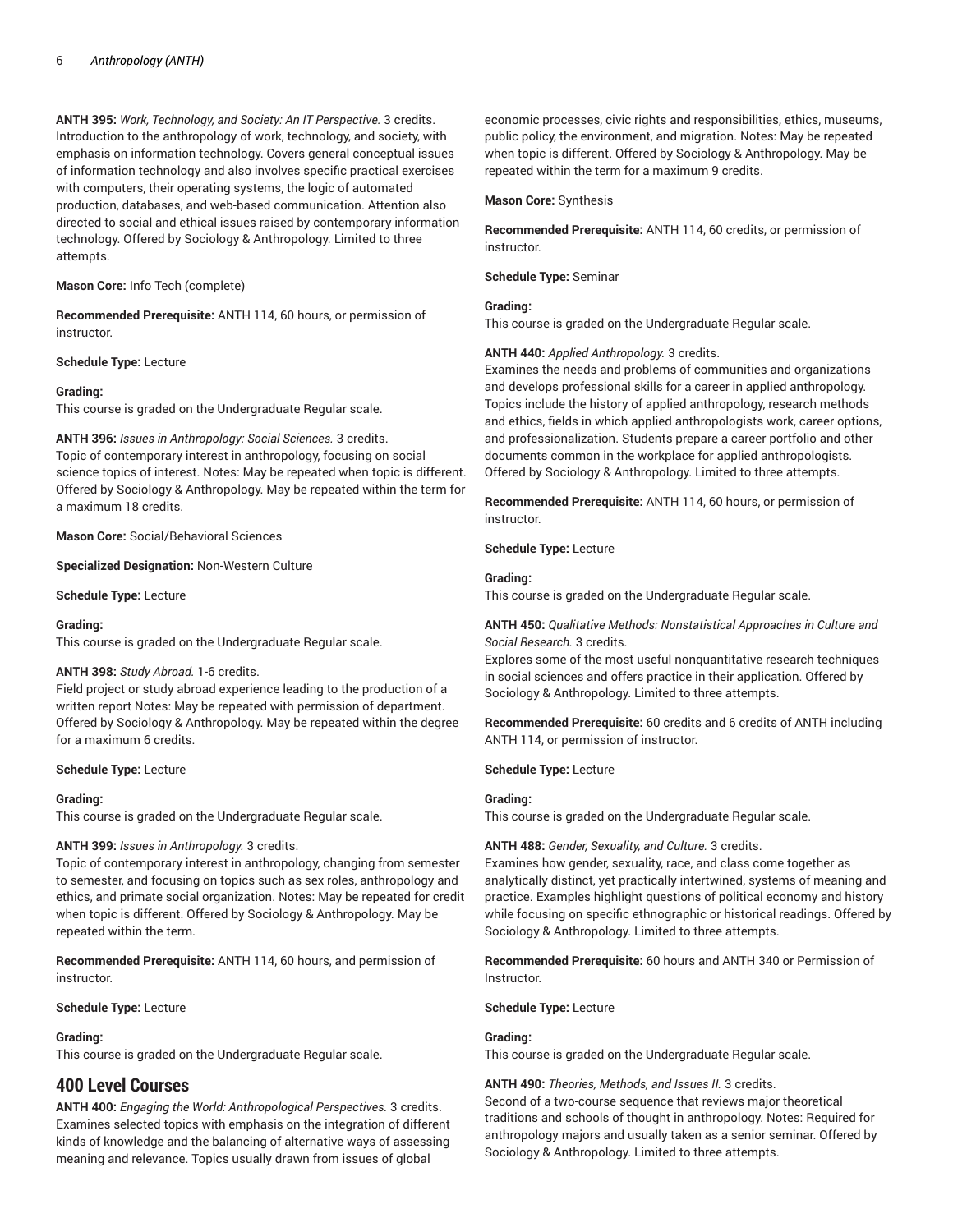**ANTH 395:** *Work, Technology, and Society: An IT Perspective.* 3 credits.
Introduction to the anthropology of work, technology, and society, with emphasis on information technology. Covers general conceptual issues of information technology and also involves specific practical exercises with computers, their operating systems, the logic of automated production, databases, and web-based communication. Attention also directed to social and ethical issues raised by contemporary information technology. Offered by Sociology & Anthropology. Limited to three attempts.

**Mason Core:** Info Tech (complete)

**Recommended Prerequisite:** ANTH 114, 60 hours, or permission of instructor.

**Schedule Type:** Lecture

**Grading:**
This course is graded on the Undergraduate Regular scale.

**ANTH 396:** *Issues in Anthropology: Social Sciences.* 3 credits.
Topic of contemporary interest in anthropology, focusing on social science topics of interest. Notes: May be repeated when topic is different. Offered by Sociology & Anthropology. May be repeated within the term for a maximum 18 credits.

**Mason Core:** Social/Behavioral Sciences

**Specialized Designation:** Non-Western Culture

**Schedule Type:** Lecture

**Grading:**
This course is graded on the Undergraduate Regular scale.

**ANTH 398:** *Study Abroad.* 1-6 credits.
Field project or study abroad experience leading to the production of a written report Notes: May be repeated with permission of department. Offered by Sociology & Anthropology. May be repeated within the degree for a maximum 6 credits.

**Schedule Type:** Lecture

**Grading:**
This course is graded on the Undergraduate Regular scale.

**ANTH 399:** *Issues in Anthropology.* 3 credits.
Topic of contemporary interest in anthropology, changing from semester to semester, and focusing on topics such as sex roles, anthropology and ethics, and primate social organization. Notes: May be repeated for credit when topic is different. Offered by Sociology & Anthropology. May be repeated within the term.

**Recommended Prerequisite:** ANTH 114, 60 hours, and permission of instructor.

**Schedule Type:** Lecture

**Grading:**
This course is graded on the Undergraduate Regular scale.

## 400 Level Courses

**ANTH 400:** *Engaging the World: Anthropological Perspectives.* 3 credits.
Examines selected topics with emphasis on the integration of different kinds of knowledge and the balancing of alternative ways of assessing meaning and relevance. Topics usually drawn from issues of global economic processes, civic rights and responsibilities, ethics, museums, public policy, the environment, and migration. Notes: May be repeated when topic is different. Offered by Sociology & Anthropology. May be repeated within the term for a maximum 9 credits.

**Mason Core:** Synthesis

**Recommended Prerequisite:** ANTH 114, 60 credits, or permission of instructor.

**Schedule Type:** Seminar

**Grading:**
This course is graded on the Undergraduate Regular scale.

**ANTH 440:** *Applied Anthropology.* 3 credits.
Examines the needs and problems of communities and organizations and develops professional skills for a career in applied anthropology. Topics include the history of applied anthropology, research methods and ethics, fields in which applied anthropologists work, career options, and professionalization. Students prepare a career portfolio and other documents common in the workplace for applied anthropologists. Offered by Sociology & Anthropology. Limited to three attempts.

**Recommended Prerequisite:** ANTH 114, 60 hours, or permission of instructor.

**Schedule Type:** Lecture

**Grading:**
This course is graded on the Undergraduate Regular scale.

**ANTH 450:** *Qualitative Methods: Nonstatistical Approaches in Culture and Social Research.* 3 credits.
Explores some of the most useful nonquantitative research techniques in social sciences and offers practice in their application. Offered by Sociology & Anthropology. Limited to three attempts.

**Recommended Prerequisite:** 60 credits and 6 credits of ANTH including ANTH 114, or permission of instructor.

**Schedule Type:** Lecture

**Grading:**
This course is graded on the Undergraduate Regular scale.

**ANTH 488:** *Gender, Sexuality, and Culture.* 3 credits.
Examines how gender, sexuality, race, and class come together as analytically distinct, yet practically intertwined, systems of meaning and practice. Examples highlight questions of political economy and history while focusing on specific ethnographic or historical readings. Offered by Sociology & Anthropology. Limited to three attempts.

**Recommended Prerequisite:** 60 hours and ANTH 340 or Permission of Instructor.

**Schedule Type:** Lecture

**Grading:**
This course is graded on the Undergraduate Regular scale.

**ANTH 490:** *Theories, Methods, and Issues II.* 3 credits.
Second of a two-course sequence that reviews major theoretical traditions and schools of thought in anthropology. Notes: Required for anthropology majors and usually taken as a senior seminar. Offered by Sociology & Anthropology. Limited to three attempts.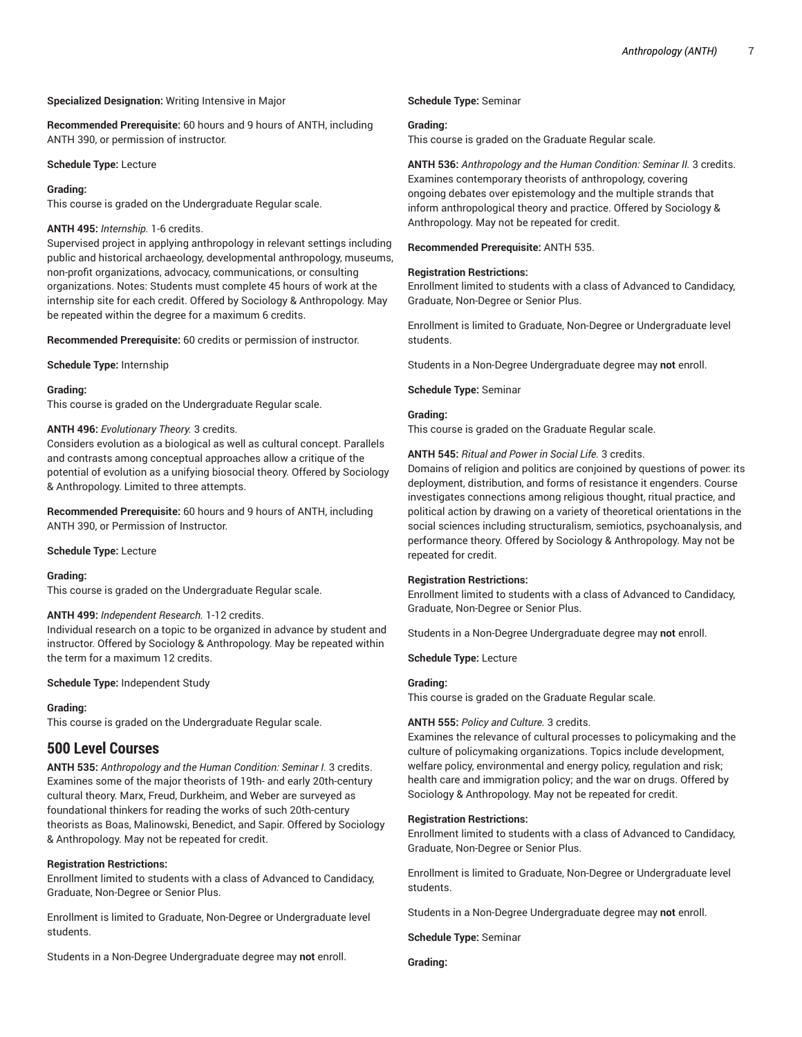**Specialized Designation:** Writing Intensive in Major

**Recommended Prerequisite:** 60 hours and 9 hours of ANTH, including ANTH 390, or permission of instructor.

**Schedule Type:** Lecture

**Grading:**
This course is graded on the Undergraduate Regular scale.

**ANTH 495:** *Internship.* 1-6 credits.
Supervised project in applying anthropology in relevant settings including public and historical archaeology, developmental anthropology, museums, non-profit organizations, advocacy, communications, or consulting organizations. Notes: Students must complete 45 hours of work at the internship site for each credit. Offered by Sociology & Anthropology. May be repeated within the degree for a maximum 6 credits.

**Recommended Prerequisite:** 60 credits or permission of instructor.

**Schedule Type:** Internship

**Grading:**
This course is graded on the Undergraduate Regular scale.

**ANTH 496:** *Evolutionary Theory.* 3 credits.
Considers evolution as a biological as well as cultural concept. Parallels and contrasts among conceptual approaches allow a critique of the potential of evolution as a unifying biosocial theory. Offered by Sociology & Anthropology. Limited to three attempts.

**Recommended Prerequisite:** 60 hours and 9 hours of ANTH, including ANTH 390, or Permission of Instructor.

**Schedule Type:** Lecture

**Grading:**
This course is graded on the Undergraduate Regular scale.

**ANTH 499:** *Independent Research.* 1-12 credits.
Individual research on a topic to be organized in advance by student and instructor. Offered by Sociology & Anthropology. May be repeated within the term for a maximum 12 credits.

**Schedule Type:** Independent Study

**Grading:**
This course is graded on the Undergraduate Regular scale.

## 500 Level Courses

**ANTH 535:** *Anthropology and the Human Condition: Seminar I.* 3 credits.
Examines some of the major theorists of 19th- and early 20th-century cultural theory. Marx, Freud, Durkheim, and Weber are surveyed as foundational thinkers for reading the works of such 20th-century theorists as Boas, Malinowski, Benedict, and Sapir. Offered by Sociology & Anthropology. May not be repeated for credit.

**Registration Restrictions:**
Enrollment limited to students with a class of Advanced to Candidacy, Graduate, Non-Degree or Senior Plus.

Enrollment is limited to Graduate, Non-Degree or Undergraduate level students.

Students in a Non-Degree Undergraduate degree may **not** enroll.

**Schedule Type:** Seminar

**Grading:**
This course is graded on the Graduate Regular scale.

**ANTH 536:** *Anthropology and the Human Condition: Seminar II.* 3 credits.
Examines contemporary theorists of anthropology, covering ongoing debates over epistemology and the multiple strands that inform anthropological theory and practice. Offered by Sociology & Anthropology. May not be repeated for credit.

**Recommended Prerequisite:** ANTH 535.

**Registration Restrictions:**
Enrollment limited to students with a class of Advanced to Candidacy, Graduate, Non-Degree or Senior Plus.

Enrollment is limited to Graduate, Non-Degree or Undergraduate level students.

Students in a Non-Degree Undergraduate degree may **not** enroll.

**Schedule Type:** Seminar

**Grading:**
This course is graded on the Graduate Regular scale.

**ANTH 545:** *Ritual and Power in Social Life.* 3 credits.
Domains of religion and politics are conjoined by questions of power: its deployment, distribution, and forms of resistance it engenders. Course investigates connections among religious thought, ritual practice, and political action by drawing on a variety of theoretical orientations in the social sciences including structuralism, semiotics, psychoanalysis, and performance theory. Offered by Sociology & Anthropology. May not be repeated for credit.

**Registration Restrictions:**
Enrollment limited to students with a class of Advanced to Candidacy, Graduate, Non-Degree or Senior Plus.

Students in a Non-Degree Undergraduate degree may **not** enroll.

**Schedule Type:** Lecture

**Grading:**
This course is graded on the Graduate Regular scale.

**ANTH 555:** *Policy and Culture.* 3 credits.
Examines the relevance of cultural processes to policymaking and the culture of policymaking organizations. Topics include development, welfare policy, environmental and energy policy, regulation and risk; health care and immigration policy; and the war on drugs. Offered by Sociology & Anthropology. May not be repeated for credit.

**Registration Restrictions:**
Enrollment limited to students with a class of Advanced to Candidacy, Graduate, Non-Degree or Senior Plus.

Enrollment is limited to Graduate, Non-Degree or Undergraduate level students.

Students in a Non-Degree Undergraduate degree may **not** enroll.

**Schedule Type:** Seminar

**Grading:**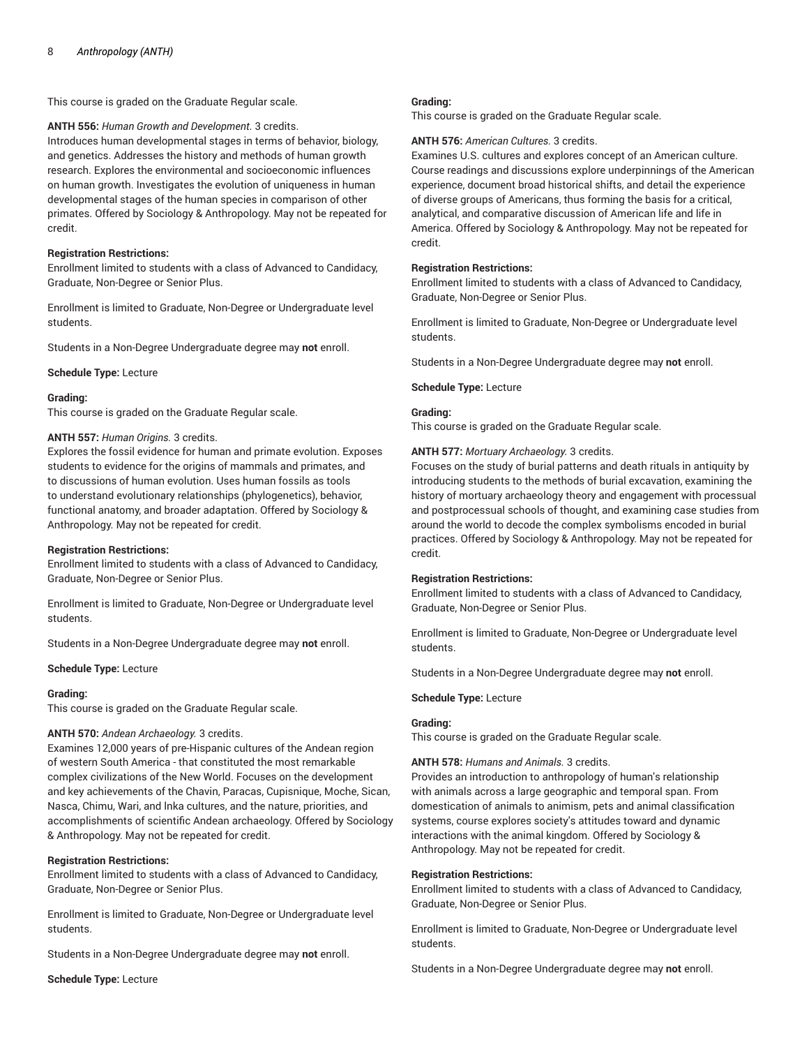This course is graded on the Graduate Regular scale.

**ANTH 556:** *Human Growth and Development.* 3 credits.
Introduces human developmental stages in terms of behavior, biology, and genetics. Addresses the history and methods of human growth research. Explores the environmental and socioeconomic influences on human growth. Investigates the evolution of uniqueness in human developmental stages of the human species in comparison of other primates. Offered by Sociology & Anthropology. May not be repeated for credit.

**Registration Restrictions:**
Enrollment limited to students with a class of Advanced to Candidacy, Graduate, Non-Degree or Senior Plus.

Enrollment is limited to Graduate, Non-Degree or Undergraduate level students.

Students in a Non-Degree Undergraduate degree may **not** enroll.

**Schedule Type:** Lecture

**Grading:**
This course is graded on the Graduate Regular scale.

**ANTH 557:** *Human Origins.* 3 credits.
Explores the fossil evidence for human and primate evolution. Exposes students to evidence for the origins of mammals and primates, and to discussions of human evolution. Uses human fossils as tools to understand evolutionary relationships (phylogenetics), behavior, functional anatomy, and broader adaptation. Offered by Sociology & Anthropology. May not be repeated for credit.

**Registration Restrictions:**
Enrollment limited to students with a class of Advanced to Candidacy, Graduate, Non-Degree or Senior Plus.

Enrollment is limited to Graduate, Non-Degree or Undergraduate level students.

Students in a Non-Degree Undergraduate degree may **not** enroll.

**Schedule Type:** Lecture

**Grading:**
This course is graded on the Graduate Regular scale.

**ANTH 570:** *Andean Archaeology.* 3 credits.
Examines 12,000 years of pre-Hispanic cultures of the Andean region of western South America - that constituted the most remarkable complex civilizations of the New World. Focuses on the development and key achievements of the Chavin, Paracas, Cupisnique, Moche, Sican, Nasca, Chimu, Wari, and Inka cultures, and the nature, priorities, and accomplishments of scientific Andean archaeology. Offered by Sociology & Anthropology. May not be repeated for credit.

**Registration Restrictions:**
Enrollment limited to students with a class of Advanced to Candidacy, Graduate, Non-Degree or Senior Plus.

Enrollment is limited to Graduate, Non-Degree or Undergraduate level students.

Students in a Non-Degree Undergraduate degree may **not** enroll.

**Schedule Type:** Lecture

**Grading:**
This course is graded on the Graduate Regular scale.

**ANTH 576:** *American Cultures.* 3 credits.
Examines U.S. cultures and explores concept of an American culture. Course readings and discussions explore underpinnings of the American experience, document broad historical shifts, and detail the experience of diverse groups of Americans, thus forming the basis for a critical, analytical, and comparative discussion of American life and life in America. Offered by Sociology & Anthropology. May not be repeated for credit.

**Registration Restrictions:**
Enrollment limited to students with a class of Advanced to Candidacy, Graduate, Non-Degree or Senior Plus.

Enrollment is limited to Graduate, Non-Degree or Undergraduate level students.

Students in a Non-Degree Undergraduate degree may **not** enroll.

**Schedule Type:** Lecture

**Grading:**
This course is graded on the Graduate Regular scale.

**ANTH 577:** *Mortuary Archaeology.* 3 credits.
Focuses on the study of burial patterns and death rituals in antiquity by introducing students to the methods of burial excavation, examining the history of mortuary archaeology theory and engagement with processual and postprocessual schools of thought, and examining case studies from around the world to decode the complex symbolisms encoded in burial practices. Offered by Sociology & Anthropology. May not be repeated for credit.

**Registration Restrictions:**
Enrollment limited to students with a class of Advanced to Candidacy, Graduate, Non-Degree or Senior Plus.

Enrollment is limited to Graduate, Non-Degree or Undergraduate level students.

Students in a Non-Degree Undergraduate degree may **not** enroll.

**Schedule Type:** Lecture

**Grading:**
This course is graded on the Graduate Regular scale.

**ANTH 578:** *Humans and Animals.* 3 credits.
Provides an introduction to anthropology of human's relationship with animals across a large geographic and temporal span. From domestication of animals to animism, pets and animal classification systems, course explores society's attitudes toward and dynamic interactions with the animal kingdom. Offered by Sociology & Anthropology. May not be repeated for credit.

**Registration Restrictions:**
Enrollment limited to students with a class of Advanced to Candidacy, Graduate, Non-Degree or Senior Plus.

Enrollment is limited to Graduate, Non-Degree or Undergraduate level students.

Students in a Non-Degree Undergraduate degree may **not** enroll.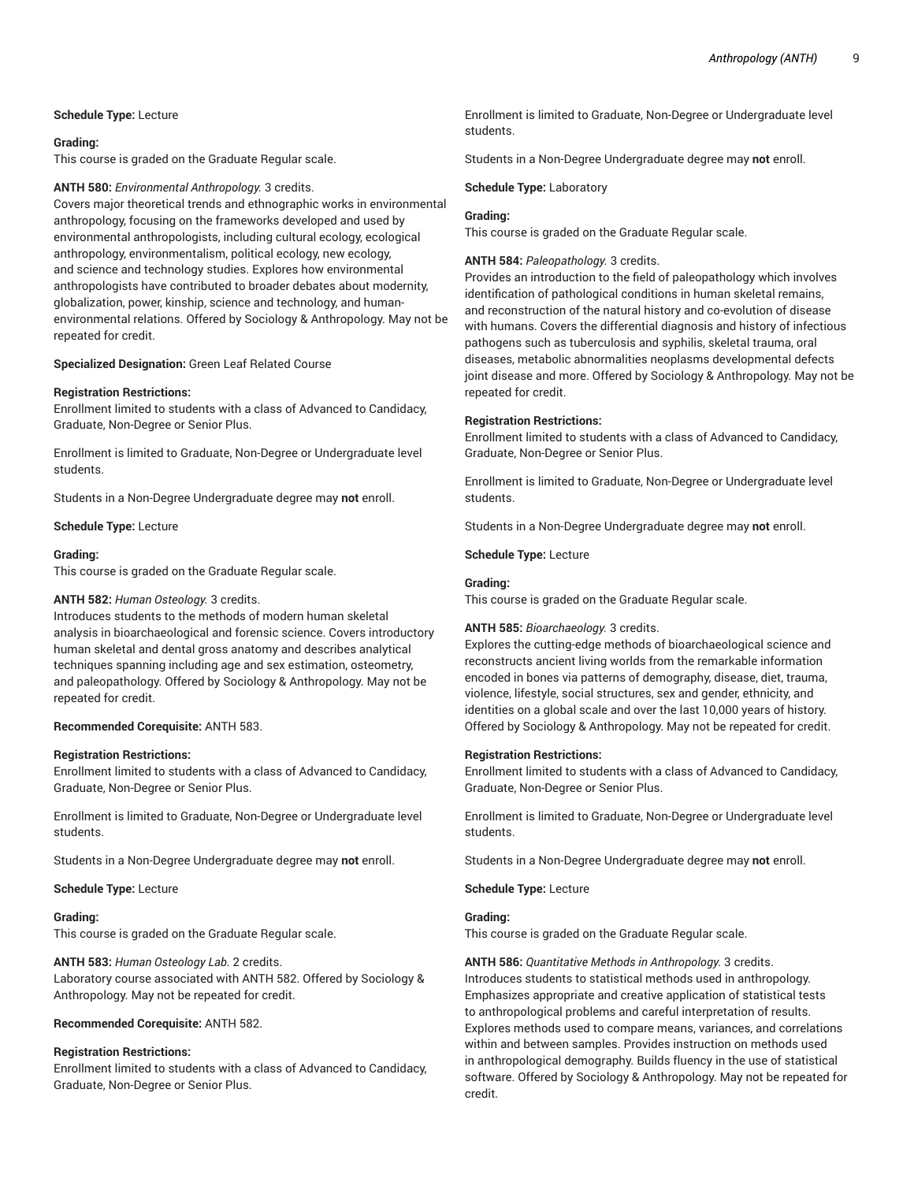**Schedule Type:** Lecture

**Grading:**
This course is graded on the Graduate Regular scale.

**ANTH 580:** *Environmental Anthropology.* 3 credits.
Covers major theoretical trends and ethnographic works in environmental anthropology, focusing on the frameworks developed and used by environmental anthropologists, including cultural ecology, ecological anthropology, environmentalism, political ecology, new ecology, and science and technology studies. Explores how environmental anthropologists have contributed to broader debates about modernity, globalization, power, kinship, science and technology, and human-environmental relations. Offered by Sociology & Anthropology. May not be repeated for credit.

**Specialized Designation:** Green Leaf Related Course

**Registration Restrictions:**
Enrollment limited to students with a class of Advanced to Candidacy, Graduate, Non-Degree or Senior Plus.

Enrollment is limited to Graduate, Non-Degree or Undergraduate level students.

Students in a Non-Degree Undergraduate degree may **not** enroll.

**Schedule Type:** Lecture

**Grading:**
This course is graded on the Graduate Regular scale.

**ANTH 582:** *Human Osteology.* 3 credits.
Introduces students to the methods of modern human skeletal analysis in bioarchaeological and forensic science. Covers introductory human skeletal and dental gross anatomy and describes analytical techniques spanning including age and sex estimation, osteometry, and paleopathology. Offered by Sociology & Anthropology. May not be repeated for credit.

**Recommended Corequisite:** ANTH 583.

**Registration Restrictions:**
Enrollment limited to students with a class of Advanced to Candidacy, Graduate, Non-Degree or Senior Plus.

Enrollment is limited to Graduate, Non-Degree or Undergraduate level students.

Students in a Non-Degree Undergraduate degree may **not** enroll.

**Schedule Type:** Lecture

**Grading:**
This course is graded on the Graduate Regular scale.

**ANTH 583:** *Human Osteology Lab.* 2 credits.
Laboratory course associated with ANTH 582. Offered by Sociology & Anthropology. May not be repeated for credit.

**Recommended Corequisite:** ANTH 582.

**Registration Restrictions:**
Enrollment limited to students with a class of Advanced to Candidacy, Graduate, Non-Degree or Senior Plus.

Enrollment is limited to Graduate, Non-Degree or Undergraduate level students.

Students in a Non-Degree Undergraduate degree may **not** enroll.

**Schedule Type:** Laboratory

**Grading:**
This course is graded on the Graduate Regular scale.

**ANTH 584:** *Paleopathology.* 3 credits.
Provides an introduction to the field of paleopathology which involves identification of pathological conditions in human skeletal remains, and reconstruction of the natural history and co-evolution of disease with humans. Covers the differential diagnosis and history of infectious pathogens such as tuberculosis and syphilis, skeletal trauma, oral diseases, metabolic abnormalities neoplasms developmental defects joint disease and more. Offered by Sociology & Anthropology. May not be repeated for credit.

**Registration Restrictions:**
Enrollment limited to students with a class of Advanced to Candidacy, Graduate, Non-Degree or Senior Plus.

Enrollment is limited to Graduate, Non-Degree or Undergraduate level students.

Students in a Non-Degree Undergraduate degree may **not** enroll.

**Schedule Type:** Lecture

**Grading:**
This course is graded on the Graduate Regular scale.

**ANTH 585:** *Bioarchaeology.* 3 credits.
Explores the cutting-edge methods of bioarchaeological science and reconstructs ancient living worlds from the remarkable information encoded in bones via patterns of demography, disease, diet, trauma, violence, lifestyle, social structures, sex and gender, ethnicity, and identities on a global scale and over the last 10,000 years of history. Offered by Sociology & Anthropology. May not be repeated for credit.

**Registration Restrictions:**
Enrollment limited to students with a class of Advanced to Candidacy, Graduate, Non-Degree or Senior Plus.

Enrollment is limited to Graduate, Non-Degree or Undergraduate level students.

Students in a Non-Degree Undergraduate degree may **not** enroll.

**Schedule Type:** Lecture

**Grading:**
This course is graded on the Graduate Regular scale.

**ANTH 586:** *Quantitative Methods in Anthropology.* 3 credits.
Introduces students to statistical methods used in anthropology. Emphasizes appropriate and creative application of statistical tests to anthropological problems and careful interpretation of results. Explores methods used to compare means, variances, and correlations within and between samples. Provides instruction on methods used in anthropological demography. Builds fluency in the use of statistical software. Offered by Sociology & Anthropology. May not be repeated for credit.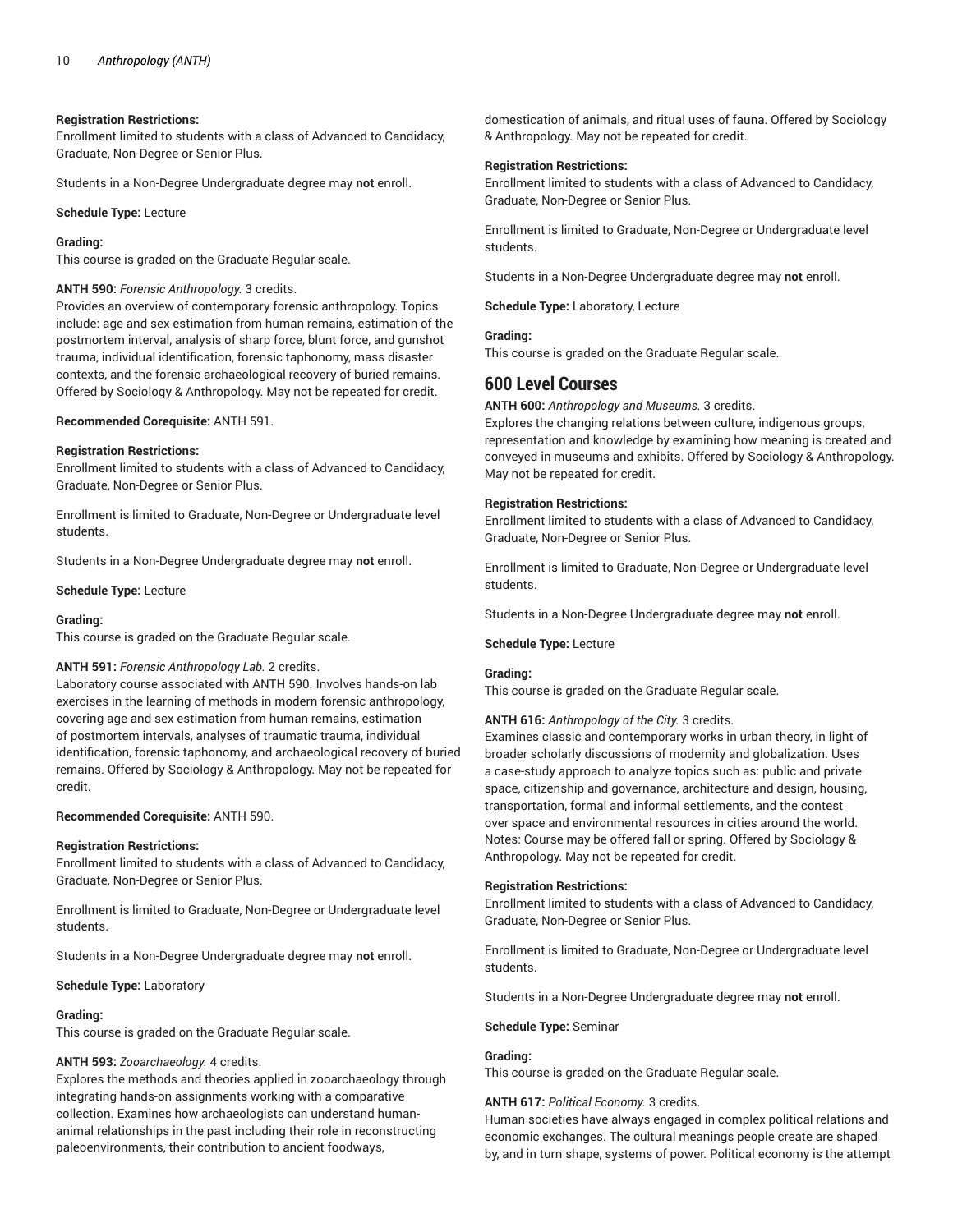**Registration Restrictions:**
Enrollment limited to students with a class of Advanced to Candidacy, Graduate, Non-Degree or Senior Plus.

Students in a Non-Degree Undergraduate degree may **not** enroll.

**Schedule Type:** Lecture

**Grading:**
This course is graded on the Graduate Regular scale.

**ANTH 590:** *Forensic Anthropology.* 3 credits.
Provides an overview of contemporary forensic anthropology. Topics include: age and sex estimation from human remains, estimation of the postmortem interval, analysis of sharp force, blunt force, and gunshot trauma, individual identification, forensic taphonomy, mass disaster contexts, and the forensic archaeological recovery of buried remains. Offered by Sociology & Anthropology. May not be repeated for credit.

**Recommended Corequisite:** ANTH 591.

**Registration Restrictions:**
Enrollment limited to students with a class of Advanced to Candidacy, Graduate, Non-Degree or Senior Plus.

Enrollment is limited to Graduate, Non-Degree or Undergraduate level students.

Students in a Non-Degree Undergraduate degree may **not** enroll.

**Schedule Type:** Lecture

**Grading:**
This course is graded on the Graduate Regular scale.

**ANTH 591:** *Forensic Anthropology Lab.* 2 credits.
Laboratory course associated with ANTH 590. Involves hands-on lab exercises in the learning of methods in modern forensic anthropology, covering age and sex estimation from human remains, estimation of postmortem intervals, analyses of traumatic trauma, individual identification, forensic taphonomy, and archaeological recovery of buried remains. Offered by Sociology & Anthropology. May not be repeated for credit.

**Recommended Corequisite:** ANTH 590.

**Registration Restrictions:**
Enrollment limited to students with a class of Advanced to Candidacy, Graduate, Non-Degree or Senior Plus.

Enrollment is limited to Graduate, Non-Degree or Undergraduate level students.

Students in a Non-Degree Undergraduate degree may **not** enroll.

**Schedule Type:** Laboratory

**Grading:**
This course is graded on the Graduate Regular scale.

**ANTH 593:** *Zooarchaeology.* 4 credits.
Explores the methods and theories applied in zooarchaeology through integrating hands-on assignments working with a comparative collection. Examines how archaeologists can understand human-animal relationships in the past including their role in reconstructing paleoenvironments, their contribution to ancient foodways, domestication of animals, and ritual uses of fauna. Offered by Sociology & Anthropology. May not be repeated for credit.

**Registration Restrictions:**
Enrollment limited to students with a class of Advanced to Candidacy, Graduate, Non-Degree or Senior Plus.

Enrollment is limited to Graduate, Non-Degree or Undergraduate level students.

Students in a Non-Degree Undergraduate degree may **not** enroll.

**Schedule Type:** Laboratory, Lecture

**Grading:**
This course is graded on the Graduate Regular scale.

## 600 Level Courses

**ANTH 600:** *Anthropology and Museums.* 3 credits.
Explores the changing relations between culture, indigenous groups, representation and knowledge by examining how meaning is created and conveyed in museums and exhibits. Offered by Sociology & Anthropology. May not be repeated for credit.

**Registration Restrictions:**
Enrollment limited to students with a class of Advanced to Candidacy, Graduate, Non-Degree or Senior Plus.

Enrollment is limited to Graduate, Non-Degree or Undergraduate level students.

Students in a Non-Degree Undergraduate degree may **not** enroll.

**Schedule Type:** Lecture

**Grading:**
This course is graded on the Graduate Regular scale.

**ANTH 616:** *Anthropology of the City.* 3 credits.
Examines classic and contemporary works in urban theory, in light of broader scholarly discussions of modernity and globalization. Uses a case-study approach to analyze topics such as: public and private space, citizenship and governance, architecture and design, housing, transportation, formal and informal settlements, and the contest over space and environmental resources in cities around the world. Notes: Course may be offered fall or spring. Offered by Sociology & Anthropology. May not be repeated for credit.

**Registration Restrictions:**
Enrollment limited to students with a class of Advanced to Candidacy, Graduate, Non-Degree or Senior Plus.

Enrollment is limited to Graduate, Non-Degree or Undergraduate level students.

Students in a Non-Degree Undergraduate degree may **not** enroll.

**Schedule Type:** Seminar

**Grading:**
This course is graded on the Graduate Regular scale.

**ANTH 617:** *Political Economy.* 3 credits.
Human societies have always engaged in complex political relations and economic exchanges. The cultural meanings people create are shaped by, and in turn shape, systems of power. Political economy is the attempt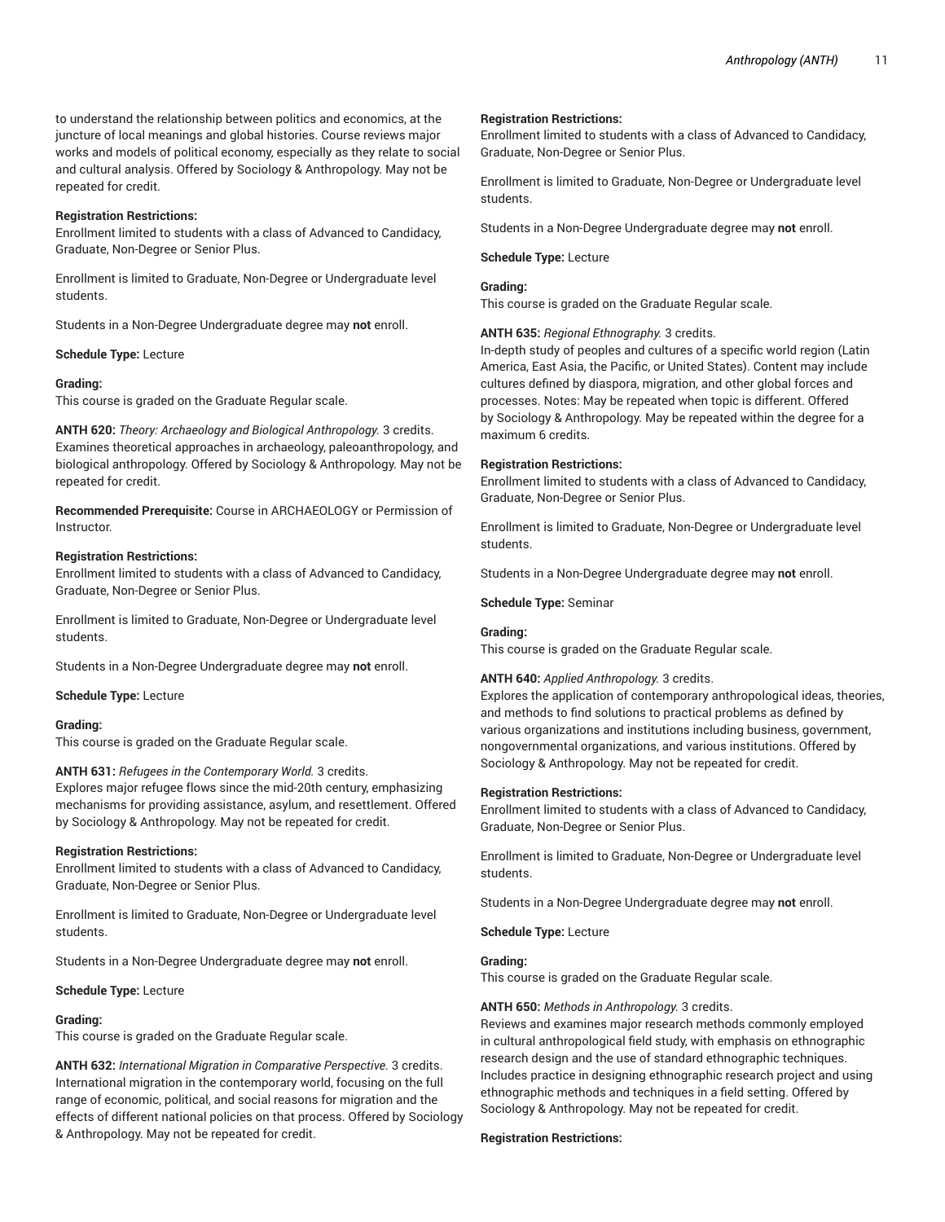to understand the relationship between politics and economics, at the juncture of local meanings and global histories. Course reviews major works and models of political economy, especially as they relate to social and cultural analysis. Offered by Sociology & Anthropology. May not be repeated for credit.

**Registration Restrictions:**
Enrollment limited to students with a class of Advanced to Candidacy, Graduate, Non-Degree or Senior Plus.

Enrollment is limited to Graduate, Non-Degree or Undergraduate level students.

Students in a Non-Degree Undergraduate degree may **not** enroll.

**Schedule Type:** Lecture

**Grading:**
This course is graded on the Graduate Regular scale.

**ANTH 620:** *Theory: Archaeology and Biological Anthropology.* 3 credits.
Examines theoretical approaches in archaeology, paleoanthropology, and biological anthropology. Offered by Sociology & Anthropology. May not be repeated for credit.

**Recommended Prerequisite:** Course in ARCHAEOLOGY or Permission of Instructor.

**Registration Restrictions:**
Enrollment limited to students with a class of Advanced to Candidacy, Graduate, Non-Degree or Senior Plus.

Enrollment is limited to Graduate, Non-Degree or Undergraduate level students.

Students in a Non-Degree Undergraduate degree may **not** enroll.

**Schedule Type:** Lecture

**Grading:**
This course is graded on the Graduate Regular scale.

**ANTH 631:** *Refugees in the Contemporary World.* 3 credits.
Explores major refugee flows since the mid-20th century, emphasizing mechanisms for providing assistance, asylum, and resettlement. Offered by Sociology & Anthropology. May not be repeated for credit.

**Registration Restrictions:**
Enrollment limited to students with a class of Advanced to Candidacy, Graduate, Non-Degree or Senior Plus.

Enrollment is limited to Graduate, Non-Degree or Undergraduate level students.

Students in a Non-Degree Undergraduate degree may **not** enroll.

**Schedule Type:** Lecture

**Grading:**
This course is graded on the Graduate Regular scale.

**ANTH 632:** *International Migration in Comparative Perspective.* 3 credits.
International migration in the contemporary world, focusing on the full range of economic, political, and social reasons for migration and the effects of different national policies on that process. Offered by Sociology & Anthropology. May not be repeated for credit.

**Registration Restrictions:**
Enrollment limited to students with a class of Advanced to Candidacy, Graduate, Non-Degree or Senior Plus.

Enrollment is limited to Graduate, Non-Degree or Undergraduate level students.

Students in a Non-Degree Undergraduate degree may **not** enroll.

**Schedule Type:** Lecture

**Grading:**
This course is graded on the Graduate Regular scale.

**ANTH 635:** *Regional Ethnography.* 3 credits.
In-depth study of peoples and cultures of a specific world region (Latin America, East Asia, the Pacific, or United States). Content may include cultures defined by diaspora, migration, and other global forces and processes. Notes: May be repeated when topic is different. Offered by Sociology & Anthropology. May be repeated within the degree for a maximum 6 credits.

**Registration Restrictions:**
Enrollment limited to students with a class of Advanced to Candidacy, Graduate, Non-Degree or Senior Plus.

Enrollment is limited to Graduate, Non-Degree or Undergraduate level students.

Students in a Non-Degree Undergraduate degree may **not** enroll.

**Schedule Type:** Seminar

**Grading:**
This course is graded on the Graduate Regular scale.

**ANTH 640:** *Applied Anthropology.* 3 credits.
Explores the application of contemporary anthropological ideas, theories, and methods to find solutions to practical problems as defined by various organizations and institutions including business, government, nongovernmental organizations, and various institutions. Offered by Sociology & Anthropology. May not be repeated for credit.

**Registration Restrictions:**
Enrollment limited to students with a class of Advanced to Candidacy, Graduate, Non-Degree or Senior Plus.

Enrollment is limited to Graduate, Non-Degree or Undergraduate level students.

Students in a Non-Degree Undergraduate degree may **not** enroll.

**Schedule Type:** Lecture

**Grading:**
This course is graded on the Graduate Regular scale.

**ANTH 650:** *Methods in Anthropology.* 3 credits.
Reviews and examines major research methods commonly employed in cultural anthropological field study, with emphasis on ethnographic research design and the use of standard ethnographic techniques. Includes practice in designing ethnographic research project and using ethnographic methods and techniques in a field setting. Offered by Sociology & Anthropology. May not be repeated for credit.

**Registration Restrictions:**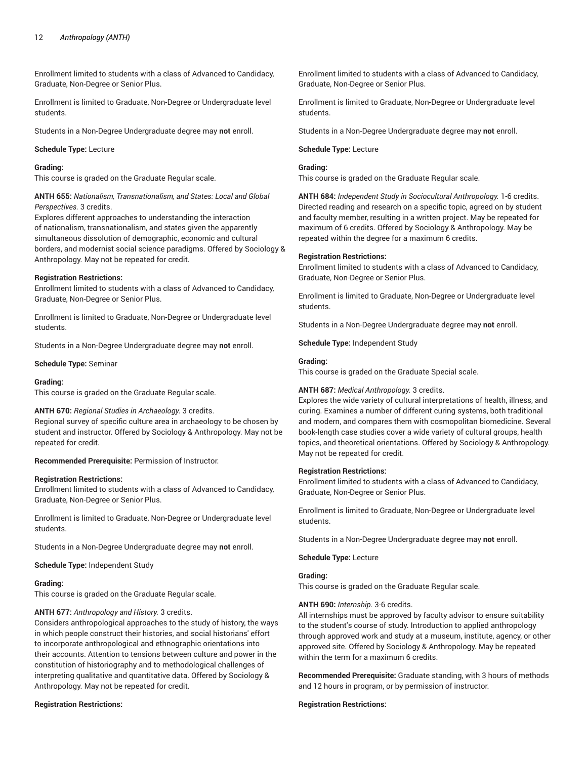Enrollment limited to students with a class of Advanced to Candidacy, Graduate, Non-Degree or Senior Plus.

Enrollment is limited to Graduate, Non-Degree or Undergraduate level students.

Students in a Non-Degree Undergraduate degree may **not** enroll.

**Schedule Type:** Lecture

**Grading:**
This course is graded on the Graduate Regular scale.

**ANTH 655:** *Nationalism, Transnationalism, and States: Local and Global Perspectives.* 3 credits.
Explores different approaches to understanding the interaction of nationalism, transnationalism, and states given the apparently simultaneous dissolution of demographic, economic and cultural borders, and modernist social science paradigms. Offered by Sociology & Anthropology. May not be repeated for credit.

**Registration Restrictions:**
Enrollment limited to students with a class of Advanced to Candidacy, Graduate, Non-Degree or Senior Plus.

Enrollment is limited to Graduate, Non-Degree or Undergraduate level students.

Students in a Non-Degree Undergraduate degree may **not** enroll.

**Schedule Type:** Seminar

**Grading:**
This course is graded on the Graduate Regular scale.

**ANTH 670:** *Regional Studies in Archaeology.* 3 credits.
Regional survey of specific culture area in archaeology to be chosen by student and instructor. Offered by Sociology & Anthropology. May not be repeated for credit.

**Recommended Prerequisite:** Permission of Instructor.

**Registration Restrictions:**
Enrollment limited to students with a class of Advanced to Candidacy, Graduate, Non-Degree or Senior Plus.

Enrollment is limited to Graduate, Non-Degree or Undergraduate level students.

Students in a Non-Degree Undergraduate degree may **not** enroll.

**Schedule Type:** Independent Study

**Grading:**
This course is graded on the Graduate Regular scale.

**ANTH 677:** *Anthropology and History.* 3 credits.
Considers anthropological approaches to the study of history, the ways in which people construct their histories, and social historians' effort to incorporate anthropological and ethnographic orientations into their accounts. Attention to tensions between culture and power in the constitution of historiography and to methodological challenges of interpreting qualitative and quantitative data. Offered by Sociology & Anthropology. May not be repeated for credit.

**Registration Restrictions:**
Enrollment limited to students with a class of Advanced to Candidacy, Graduate, Non-Degree or Senior Plus.

Enrollment is limited to Graduate, Non-Degree or Undergraduate level students.

Students in a Non-Degree Undergraduate degree may **not** enroll.

**Schedule Type:** Lecture

**Grading:**
This course is graded on the Graduate Regular scale.

**ANTH 684:** *Independent Study in Sociocultural Anthropology.* 1-6 credits.
Directed reading and research on a specific topic, agreed on by student and faculty member, resulting in a written project. May be repeated for maximum of 6 credits. Offered by Sociology & Anthropology. May be repeated within the degree for a maximum 6 credits.

**Registration Restrictions:**
Enrollment limited to students with a class of Advanced to Candidacy, Graduate, Non-Degree or Senior Plus.

Enrollment is limited to Graduate, Non-Degree or Undergraduate level students.

Students in a Non-Degree Undergraduate degree may **not** enroll.

**Schedule Type:** Independent Study

**Grading:**
This course is graded on the Graduate Special scale.

**ANTH 687:** *Medical Anthropology.* 3 credits.
Explores the wide variety of cultural interpretations of health, illness, and curing. Examines a number of different curing systems, both traditional and modern, and compares them with cosmopolitan biomedicine. Several book-length case studies cover a wide variety of cultural groups, health topics, and theoretical orientations. Offered by Sociology & Anthropology. May not be repeated for credit.

**Registration Restrictions:**
Enrollment limited to students with a class of Advanced to Candidacy, Graduate, Non-Degree or Senior Plus.

Enrollment is limited to Graduate, Non-Degree or Undergraduate level students.

Students in a Non-Degree Undergraduate degree may **not** enroll.

**Schedule Type:** Lecture

**Grading:**
This course is graded on the Graduate Regular scale.

**ANTH 690:** *Internship.* 3-6 credits.
All internships must be approved by faculty advisor to ensure suitability to the student's course of study. Introduction to applied anthropology through approved work and study at a museum, institute, agency, or other approved site. Offered by Sociology & Anthropology. May be repeated within the term for a maximum 6 credits.

**Recommended Prerequisite:** Graduate standing, with 3 hours of methods and 12 hours in program, or by permission of instructor.

**Registration Restrictions:**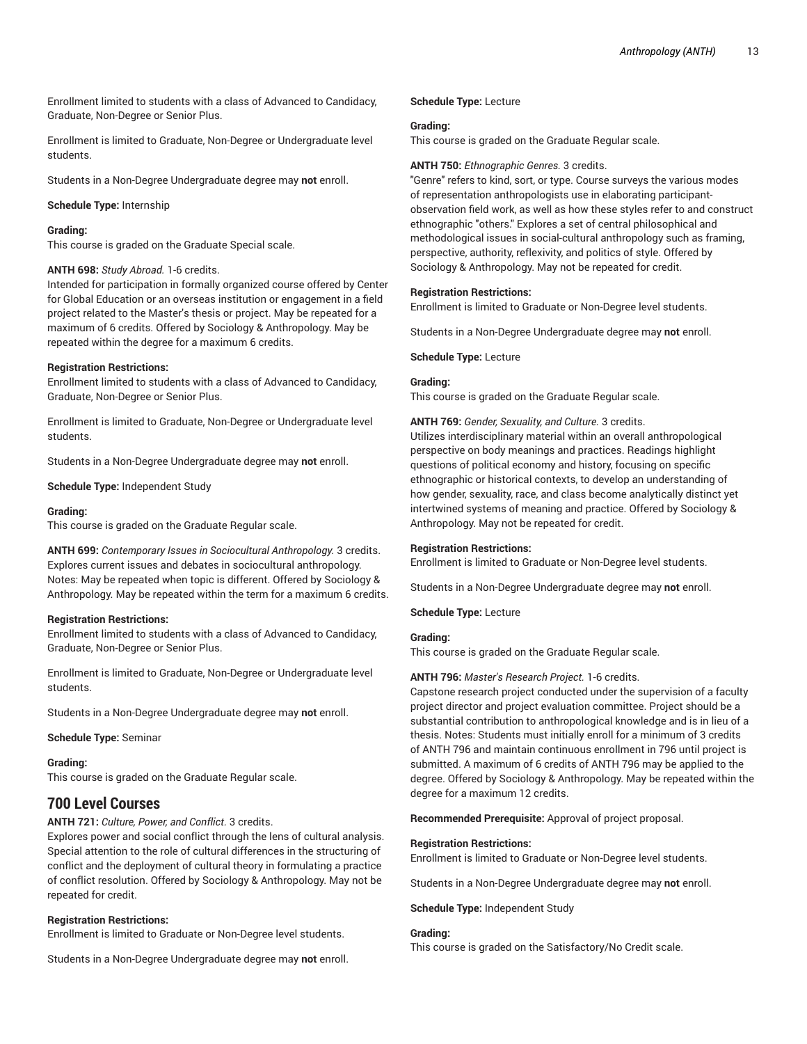Enrollment limited to students with a class of Advanced to Candidacy, Graduate, Non-Degree or Senior Plus.

Enrollment is limited to Graduate, Non-Degree or Undergraduate level students.

Students in a Non-Degree Undergraduate degree may **not** enroll.

**Schedule Type:** Internship

**Grading:**
This course is graded on the Graduate Special scale.

**ANTH 698:** *Study Abroad.* 1-6 credits.
Intended for participation in formally organized course offered by Center for Global Education or an overseas institution or engagement in a field project related to the Master's thesis or project. May be repeated for a maximum of 6 credits. Offered by Sociology & Anthropology. May be repeated within the degree for a maximum 6 credits.

**Registration Restrictions:**
Enrollment limited to students with a class of Advanced to Candidacy, Graduate, Non-Degree or Senior Plus.

Enrollment is limited to Graduate, Non-Degree or Undergraduate level students.

Students in a Non-Degree Undergraduate degree may **not** enroll.

**Schedule Type:** Independent Study

**Grading:**
This course is graded on the Graduate Regular scale.

**ANTH 699:** *Contemporary Issues in Sociocultural Anthropology.* 3 credits.
Explores current issues and debates in sociocultural anthropology. Notes: May be repeated when topic is different. Offered by Sociology & Anthropology. May be repeated within the term for a maximum 6 credits.

**Registration Restrictions:**
Enrollment limited to students with a class of Advanced to Candidacy, Graduate, Non-Degree or Senior Plus.

Enrollment is limited to Graduate, Non-Degree or Undergraduate level students.

Students in a Non-Degree Undergraduate degree may **not** enroll.

**Schedule Type:** Seminar

**Grading:**
This course is graded on the Graduate Regular scale.

## 700 Level Courses

**ANTH 721:** *Culture, Power, and Conflict.* 3 credits.
Explores power and social conflict through the lens of cultural analysis. Special attention to the role of cultural differences in the structuring of conflict and the deployment of cultural theory in formulating a practice of conflict resolution. Offered by Sociology & Anthropology. May not be repeated for credit.

**Registration Restrictions:**
Enrollment is limited to Graduate or Non-Degree level students.

Students in a Non-Degree Undergraduate degree may **not** enroll.

**Schedule Type:** Lecture

**Grading:**
This course is graded on the Graduate Regular scale.

**ANTH 750:** *Ethnographic Genres.* 3 credits.
"Genre" refers to kind, sort, or type. Course surveys the various modes of representation anthropologists use in elaborating participant-observation field work, as well as how these styles refer to and construct ethnographic "others." Explores a set of central philosophical and methodological issues in social-cultural anthropology such as framing, perspective, authority, reflexivity, and politics of style. Offered by Sociology & Anthropology. May not be repeated for credit.

**Registration Restrictions:**
Enrollment is limited to Graduate or Non-Degree level students.

Students in a Non-Degree Undergraduate degree may **not** enroll.

**Schedule Type:** Lecture

**Grading:**
This course is graded on the Graduate Regular scale.

**ANTH 769:** *Gender, Sexuality, and Culture.* 3 credits.
Utilizes interdisciplinary material within an overall anthropological perspective on body meanings and practices. Readings highlight questions of political economy and history, focusing on specific ethnographic or historical contexts, to develop an understanding of how gender, sexuality, race, and class become analytically distinct yet intertwined systems of meaning and practice. Offered by Sociology & Anthropology. May not be repeated for credit.

**Registration Restrictions:**
Enrollment is limited to Graduate or Non-Degree level students.

Students in a Non-Degree Undergraduate degree may **not** enroll.

**Schedule Type:** Lecture

**Grading:**
This course is graded on the Graduate Regular scale.

**ANTH 796:** *Master's Research Project.* 1-6 credits.
Capstone research project conducted under the supervision of a faculty project director and project evaluation committee. Project should be a substantial contribution to anthropological knowledge and is in lieu of a thesis. Notes: Students must initially enroll for a minimum of 3 credits of ANTH 796 and maintain continuous enrollment in 796 until project is submitted. A maximum of 6 credits of ANTH 796 may be applied to the degree. Offered by Sociology & Anthropology. May be repeated within the degree for a maximum 12 credits.

**Recommended Prerequisite:** Approval of project proposal.

**Registration Restrictions:**
Enrollment is limited to Graduate or Non-Degree level students.

Students in a Non-Degree Undergraduate degree may **not** enroll.

**Schedule Type:** Independent Study

**Grading:**
This course is graded on the Satisfactory/No Credit scale.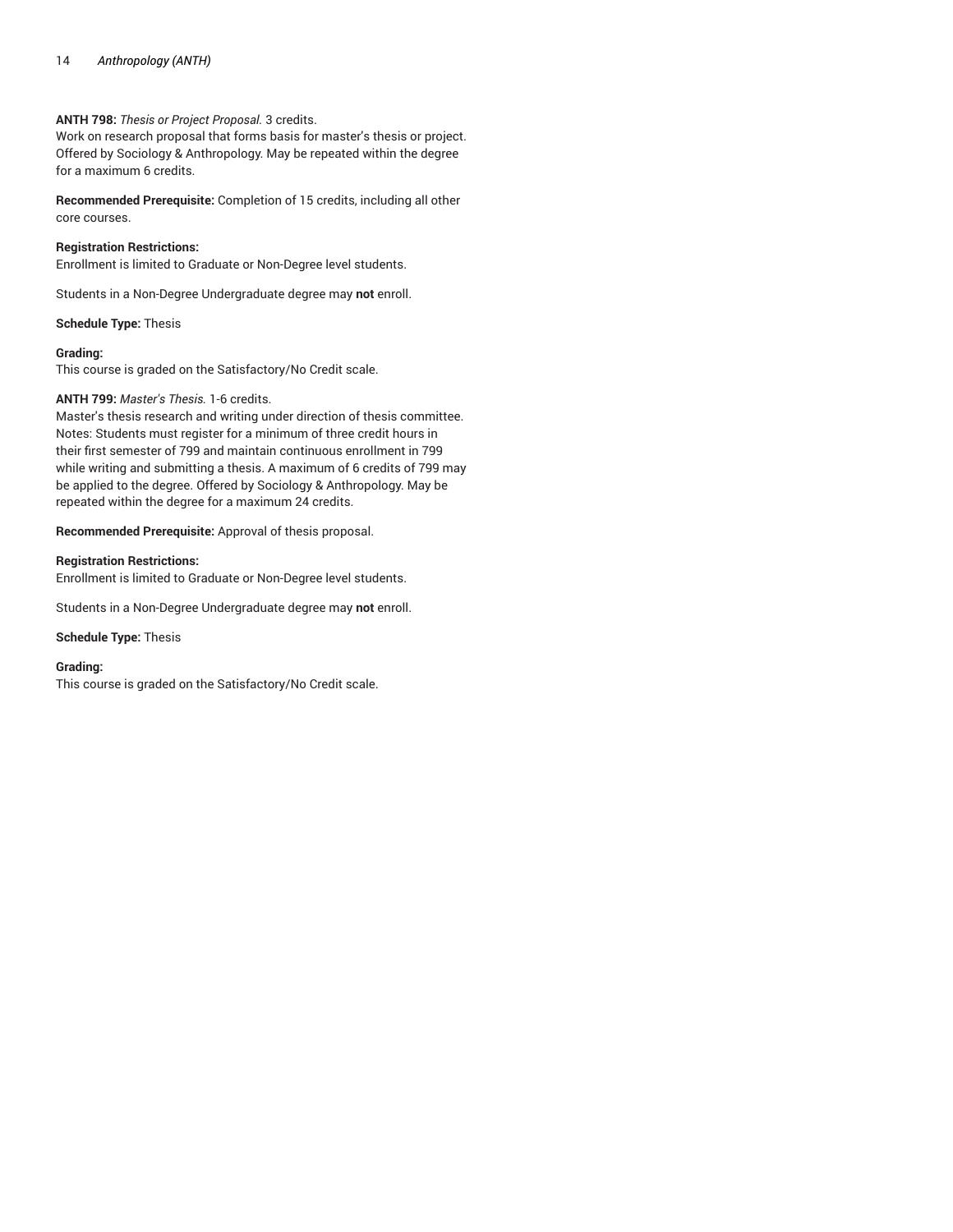**ANTH 798:** *Thesis or Project Proposal.* 3 credits.
Work on research proposal that forms basis for master's thesis or project. Offered by Sociology & Anthropology. May be repeated within the degree for a maximum 6 credits.

**Recommended Prerequisite:** Completion of 15 credits, including all other core courses.

**Registration Restrictions:**
Enrollment is limited to Graduate or Non-Degree level students.

Students in a Non-Degree Undergraduate degree may **not** enroll.

**Schedule Type:** Thesis

**Grading:**
This course is graded on the Satisfactory/No Credit scale.

**ANTH 799:** *Master's Thesis.* 1-6 credits.
Master's thesis research and writing under direction of thesis committee. Notes: Students must register for a minimum of three credit hours in their first semester of 799 and maintain continuous enrollment in 799 while writing and submitting a thesis. A maximum of 6 credits of 799 may be applied to the degree. Offered by Sociology & Anthropology. May be repeated within the degree for a maximum 24 credits.

**Recommended Prerequisite:** Approval of thesis proposal.

**Registration Restrictions:**
Enrollment is limited to Graduate or Non-Degree level students.

Students in a Non-Degree Undergraduate degree may **not** enroll.

**Schedule Type:** Thesis

**Grading:**
This course is graded on the Satisfactory/No Credit scale.